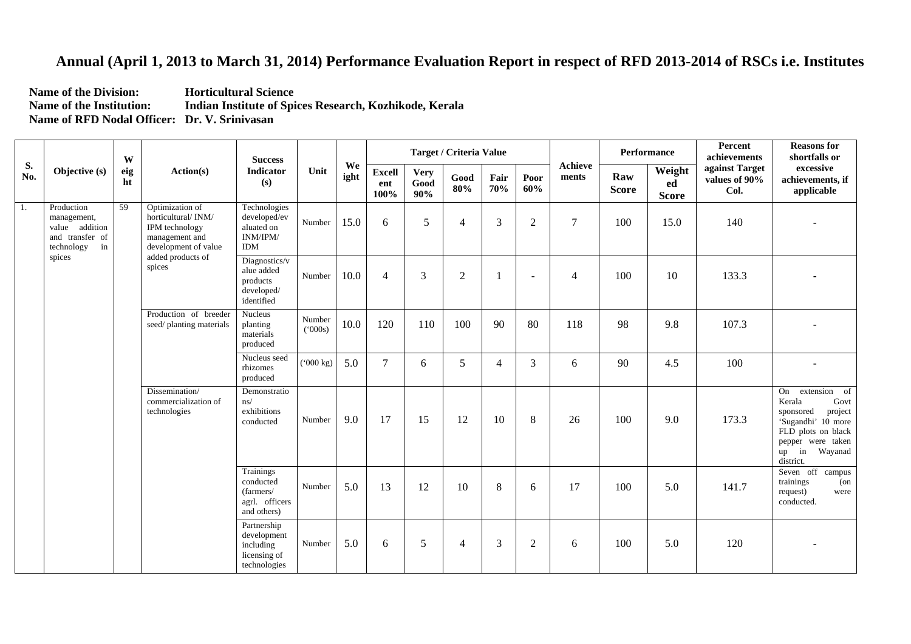# Annual (April 1, 2013 to March 31, 2014) Performance Evaluation Report in respect of RFD 2013-2014 of RSCs i.e. Institutes

**Name of the Division:** Horticultural Science
**Name of the Institution:** Indian Institute of Spices Research, Kozhikode, Kerala
**Name of RFD Nodal Officer:** Dr. V. Srinivasan

| S. No. | Objective (s) | Weight | Action(s) | Success Indicator (s) | Unit | Weight | Target / Criteria Value | | | | | Achievements | Performance | | Percent achievements against Target values of 90% Col. | Reasons for shortfalls or excessive achievements, if applicable |
|---|---|---|---|---|---|---|---|---|---|---|---|---|---|---|---|---|
| | | | | | | | Excellent 100% | Very Good 90% | Good 80% | Fair 70% | Poor 60% | | Raw Score | Weighted Score | | |
| 1. | Production management, value addition and transfer of technology in spices | 59 | Optimization of horticultural/ INM/ IPM technology management and development of value added products of spices | Technologies developed/evaluated on INM/IPM/ IDM | Number | 15.0 | 6 | 5 | 4 | 3 | 2 | 7 | 100 | 15.0 | 140 | - |
| | | | | Diagnostics/value added products developed/ identified | Number | 10.0 | 4 | 3 | 2 | 1 | - | 4 | 100 | 10 | 133.3 | - |
| | | | Production of breeder seed/ planting materials | Nucleus planting materials produced | Number ('000s) | 10.0 | 120 | 110 | 100 | 90 | 80 | 118 | 98 | 9.8 | 107.3 | - |
| | | | | Nucleus seed rhizomes produced | ('000 kg) | 5.0 | 7 | 6 | 5 | 4 | 3 | 6 | 90 | 4.5 | 100 | - |
| | | | Dissemination/ commercialization of technologies | Demonstrations/ exhibitions conducted | Number | 9.0 | 17 | 15 | 12 | 10 | 8 | 26 | 100 | 9.0 | 173.3 | On extension of Kerala Govt sponsored project 'Sugandhi' 10 more FLD plots on black pepper were taken up in Wayanad district. |
| | | | | Trainings conducted (farmers/ agrl. officers and others) | Number | 5.0 | 13 | 12 | 10 | 8 | 6 | 17 | 100 | 5.0 | 141.7 | Seven off campus trainings (on request) were conducted. |
| | | | | Partnership development including licensing of technologies | Number | 5.0 | 6 | 5 | 4 | 3 | 2 | 6 | 100 | 5.0 | 120 | - |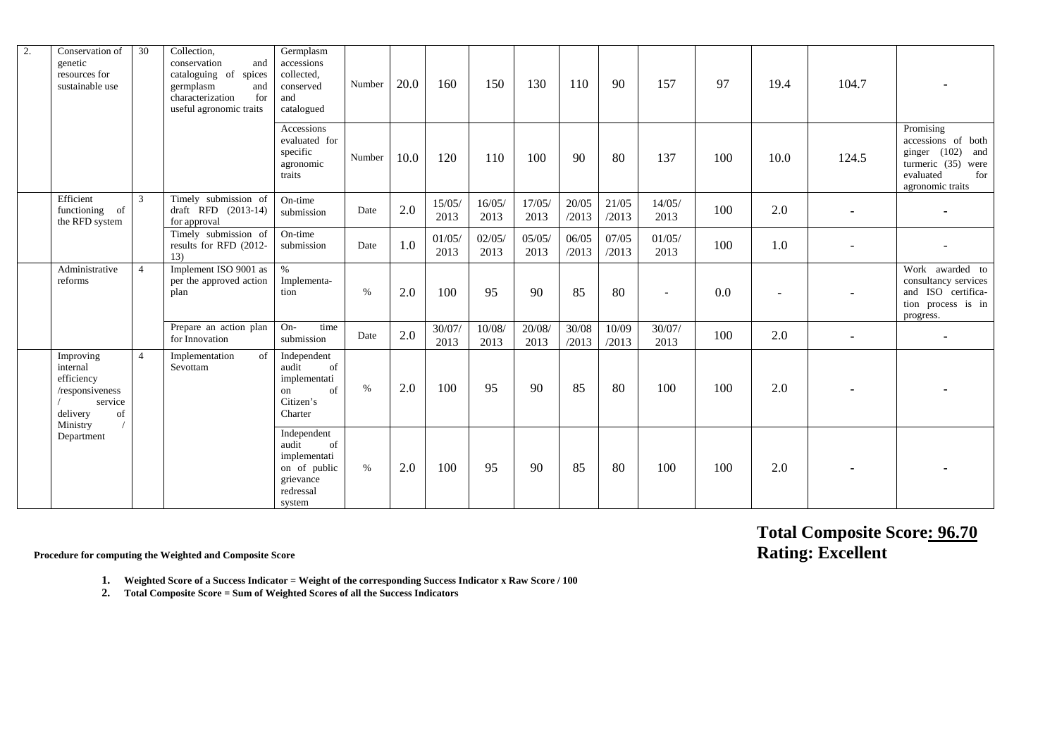| | | | | | | | | | | | | | | | |
|---|---|---|---|---|---|---|---|---|---|---|---|---|---|---|---|
| 2. | Conservation of genetic resources for sustainable use | 30 | Collection, conservation and cataloguing of spices germplasm and characterization for useful agronomic traits | Germplasm accessions collected, conserved and catalogued | Number | 20.0 | 160 | 150 | 130 | 110 | 90 | 157 | 97 | 19.4 | 104.7 | - |
| | | | | Accessions evaluated for specific agronomic traits | Number | 10.0 | 120 | 110 | 100 | 90 | 80 | 137 | 100 | 10.0 | 124.5 | Promising accessions of both ginger (102) and turmeric (35) were evaluated for agronomic traits |
| | Efficient functioning of the RFD system | 3 | Timely submission of draft RFD (2013-14) for approval | On-time submission | Date | 2.0 | 15/05/2013 | 16/05/2013 | 17/05/2013 | 20/05/2013 | 21/05/2013 | 14/05/2013 | 100 | 2.0 | - | - |
| | | | Timely submission of results for RFD (2012-13) | On-time submission | Date | 1.0 | 01/05/2013 | 02/05/2013 | 05/05/2013 | 06/05/2013 | 07/05/2013 | 01/05/2013 | 100 | 1.0 | - | - |
| | Administrative reforms | 4 | Implement ISO 9001 as per the approved action plan | % Implementa-tion | % | 2.0 | 100 | 95 | 90 | 85 | 80 | - | 0.0 | - | - | Work awarded to consultancy services and ISO certifica-tion process is in progress. |
| | | | Prepare an action plan for Innovation | On- time submission | Date | 2.0 | 30/07/2013 | 10/08/2013 | 20/08/2013 | 30/08/2013 | 10/09/2013 | 30/07/2013 | 100 | 2.0 | - | - |
| | Improving internal efficiency /responsiveness / service delivery of Ministry / Department | 4 | Implementation of Sevottam | Independent audit of implementation of Citizen's Charter | % | 2.0 | 100 | 95 | 90 | 85 | 80 | 100 | 100 | 2.0 | - | - |
| | | | | Independent audit of implementation of public grievance redressal system | % | 2.0 | 100 | 95 | 90 | 85 | 80 | 100 | 100 | 2.0 | - | - |

**Total Composite Score: 96.70**
**Rating: Excellent**

**Procedure for computing the Weighted and Composite Score**

1. **Weighted Score of a Success Indicator = Weight of the corresponding Success Indicator x Raw Score / 100**
2. **Total Composite Score = Sum of Weighted Scores of all the Success Indicators**